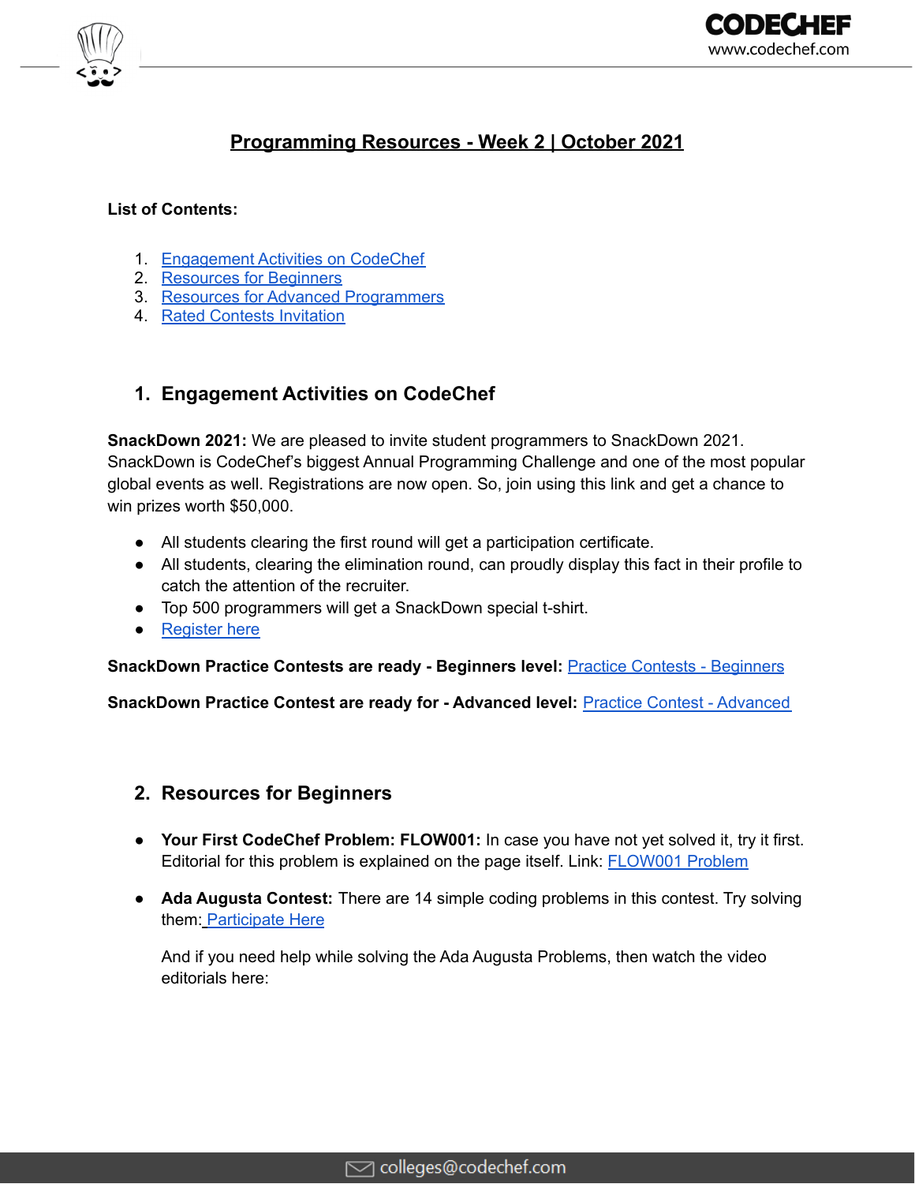# Programming Resources - Week 2 | October 2021

**List of Contents:**

1. Engagement Activities on CodeChef
2. Resources for Beginners
3. Resources for Advanced Programmers
4. Rated Contests Invitation

## 1. Engagement Activities on CodeChef

**SnackDown 2021:** We are pleased to invite student programmers to SnackDown 2021. SnackDown is CodeChef's biggest Annual Programming Challenge and one of the most popular global events as well. Registrations are now open. So, join using this link and get a chance to win prizes worth $50,000.

- All students clearing the first round will get a participation certificate.
- All students, clearing the elimination round, can proudly display this fact in their profile to catch the attention of the recruiter.
- Top 500 programmers will get a SnackDown special t-shirt.
- Register here

**SnackDown Practice Contests are ready - Beginners level:** Practice Contests - Beginners

**SnackDown Practice Contest are ready for - Advanced level:** Practice Contest - Advanced

## 2. Resources for Beginners

- **Your First CodeChef Problem: FLOW001:** In case you have not yet solved it, try it first. Editorial for this problem is explained on the page itself. Link: FLOW001 Problem

- **Ada Augusta Contest:** There are 14 simple coding problems in this contest. Try solving them: Participate Here

  And if you need help while solving the Ada Augusta Problems, then watch the video editorials here: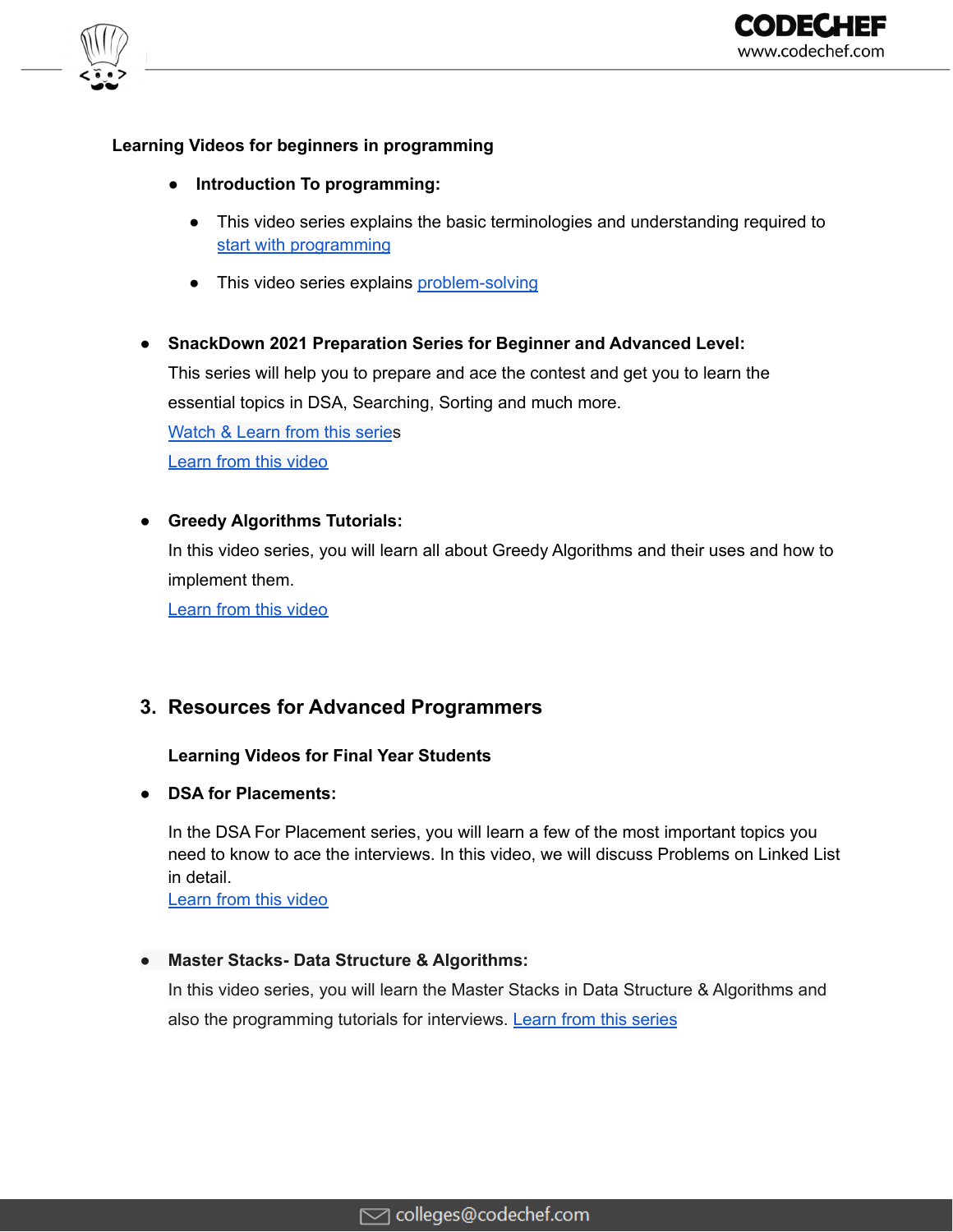**Learning Videos for beginners in programming**

- **Introduction To programming:**
  - This video series explains the basic terminologies and understanding required to start with programming
  - This video series explains problem-solving

- **SnackDown 2021 Preparation Series for Beginner and Advanced Level:**
  This series will help you to prepare and ace the contest and get you to learn the essential topics in DSA, Searching, Sorting and much more.
  Watch & Learn from this series
  Learn from this video

- **Greedy Algorithms Tutorials:**
  In this video series, you will learn all about Greedy Algorithms and their uses and how to implement them.
  Learn from this video

## 3. Resources for Advanced Programmers

**Learning Videos for Final Year Students**

- **DSA for Placements:**

  In the DSA For Placement series, you will learn a few of the most important topics you need to know to ace the interviews. In this video, we will discuss Problems on Linked List in detail.
  Learn from this video

- **Master Stacks- Data Structure & Algorithms:**
  In this video series, you will learn the Master Stacks in Data Structure & Algorithms and also the programming tutorials for interviews. Learn from this series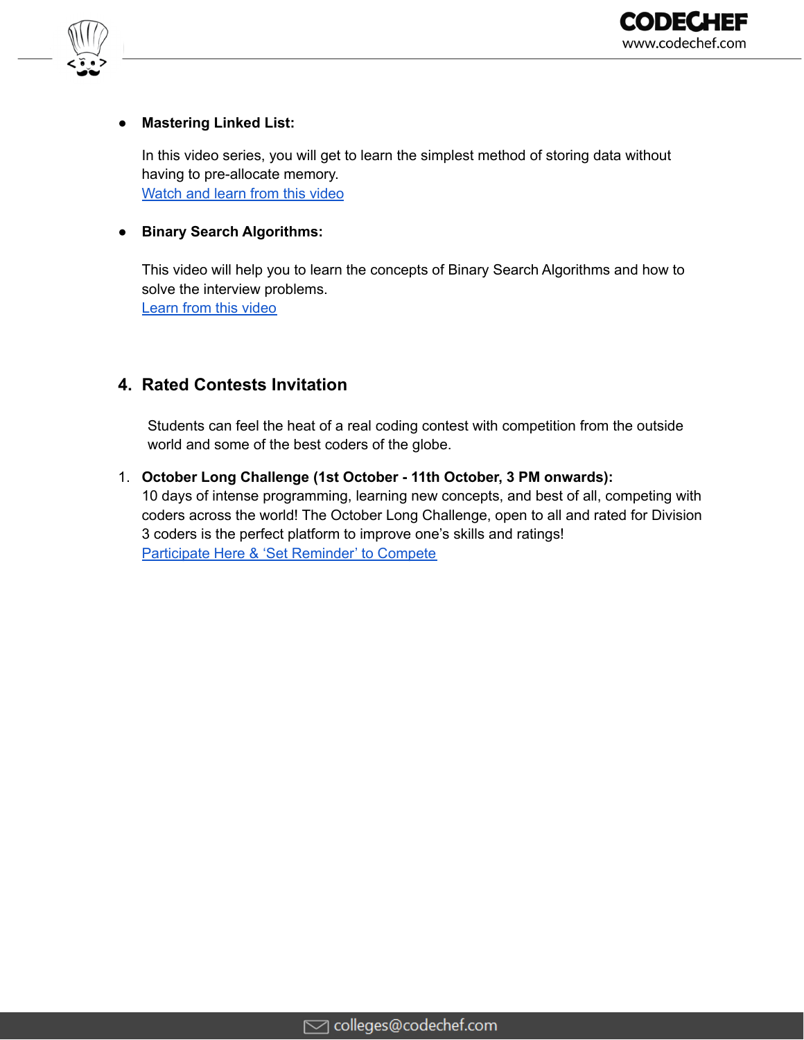- **Mastering Linked List:**

  In this video series, you will get to learn the simplest method of storing data without having to pre-allocate memory.
  Watch and learn from this video

- **Binary Search Algorithms:**

  This video will help you to learn the concepts of Binary Search Algorithms and how to solve the interview problems.
  Learn from this video

## 4. Rated Contests Invitation

Students can feel the heat of a real coding contest with competition from the outside world and some of the best coders of the globe.

1. **October Long Challenge (1st October - 11th October, 3 PM onwards):**
   10 days of intense programming, learning new concepts, and best of all, competing with coders across the world! The October Long Challenge, open to all and rated for Division 3 coders is the perfect platform to improve one's skills and ratings!
   Participate Here & 'Set Reminder' to Compete